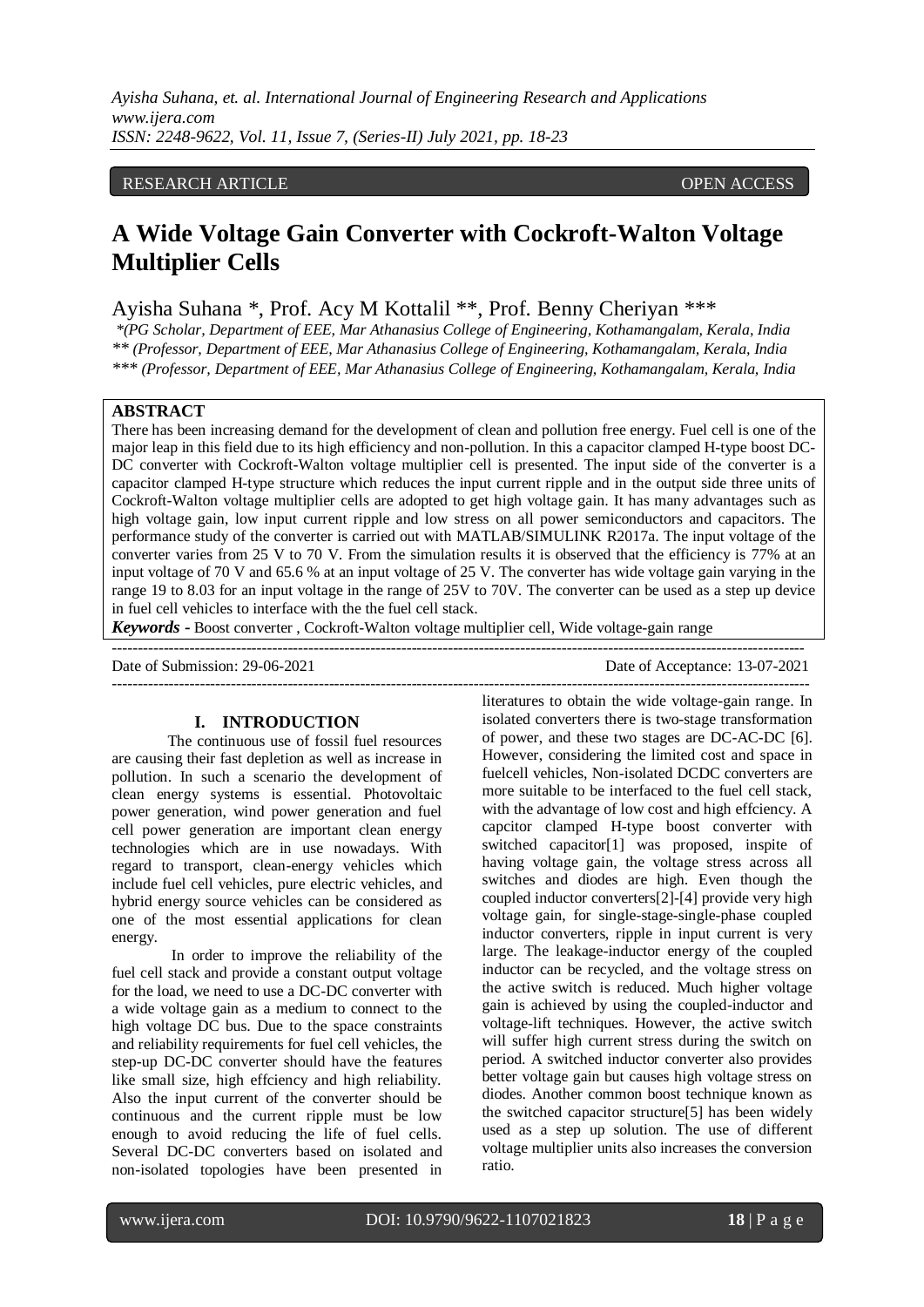RESEARCH ARTICLE OPEN ACCESS

# A Wide Voltage Gain Converter with Cockroft-Walton Voltage Multiplier Cells

Ayisha Suhana *, Prof. Acy M Kottalil **, Prof. Benny Cheriyan ***

*(PG Scholar, Department of EEE, Mar Athanasius College of Engineering, Kothamangalam, Kerala, India
** (Professor, Department of EEE, Mar Athanasius College of Engineering, Kothamangalam, Kerala, India
*** (Professor, Department of EEE, Mar Athanasius College of Engineering, Kothamangalam, Kerala, India

## ABSTRACT

There has been increasing demand for the development of clean and pollution free energy. Fuel cell is one of the major leap in this field due to its high efficiency and non-pollution. In this a capacitor clamped H-type boost DC-DC converter with Cockroft-Walton voltage multiplier cell is presented. The input side of the converter is a capacitor clamped H-type structure which reduces the input current ripple and in the output side three units of Cockroft-Walton voltage multiplier cells are adopted to get high voltage gain. It has many advantages such as high voltage gain, low input current ripple and low stress on all power semiconductors and capacitors. The performance study of the converter is carried out with MATLAB/SIMULINK R2017a. The input voltage of the converter varies from 25 V to 70 V. From the simulation results it is observed that the efficiency is 77% at an input voltage of 70 V and 65.6 % at an input voltage of 25 V. The converter has wide voltage gain varying in the range 19 to 8.03 for an input voltage in the range of 25V to 70V. The converter can be used as a step up device in fuel cell vehicles to interface with the the fuel cell stack.

***Keywords*** **-** Boost converter , Cockroft-Walton voltage multiplier cell, Wide voltage-gain range

Date of Submission: 29-06-2021 Date of Acceptance: 13-07-2021

## I. INTRODUCTION

The continuous use of fossil fuel resources are causing their fast depletion as well as increase in pollution. In such a scenario the development of clean energy systems is essential. Photovoltaic power generation, wind power generation and fuel cell power generation are important clean energy technologies which are in use nowadays. With regard to transport, clean-energy vehicles which include fuel cell vehicles, pure electric vehicles, and hybrid energy source vehicles can be considered as one of the most essential applications for clean energy.

In order to improve the reliability of the fuel cell stack and provide a constant output voltage for the load, we need to use a DC-DC converter with a wide voltage gain as a medium to connect to the high voltage DC bus. Due to the space constraints and reliability requirements for fuel cell vehicles, the step-up DC-DC converter should have the features like small size, high effciency and high reliability. Also the input current of the converter should be continuous and the current ripple must be low enough to avoid reducing the life of fuel cells. Several DC-DC converters based on isolated and non-isolated topologies have been presented in literatures to obtain the wide voltage-gain range. In isolated converters there is two-stage transformation of power, and these two stages are DC-AC-DC [6]. However, considering the limited cost and space in fuelcell vehicles, Non-isolated DCDC converters are more suitable to be interfaced to the fuel cell stack, with the advantage of low cost and high effciency. A capcitor clamped H-type boost converter with switched capacitor[1] was proposed, inspite of having voltage gain, the voltage stress across all switches and diodes are high. Even though the coupled inductor converters[2]-[4] provide very high voltage gain, for single-stage-single-phase coupled inductor converters, ripple in input current is very large. The leakage-inductor energy of the coupled inductor can be recycled, and the voltage stress on the active switch is reduced. Much higher voltage gain is achieved by using the coupled-inductor and voltage-lift techniques. However, the active switch will suffer high current stress during the switch on period. A switched inductor converter also provides better voltage gain but causes high voltage stress on diodes. Another common boost technique known as the switched capacitor structure[5] has been widely used as a step up solution. The use of different voltage multiplier units also increases the conversion ratio.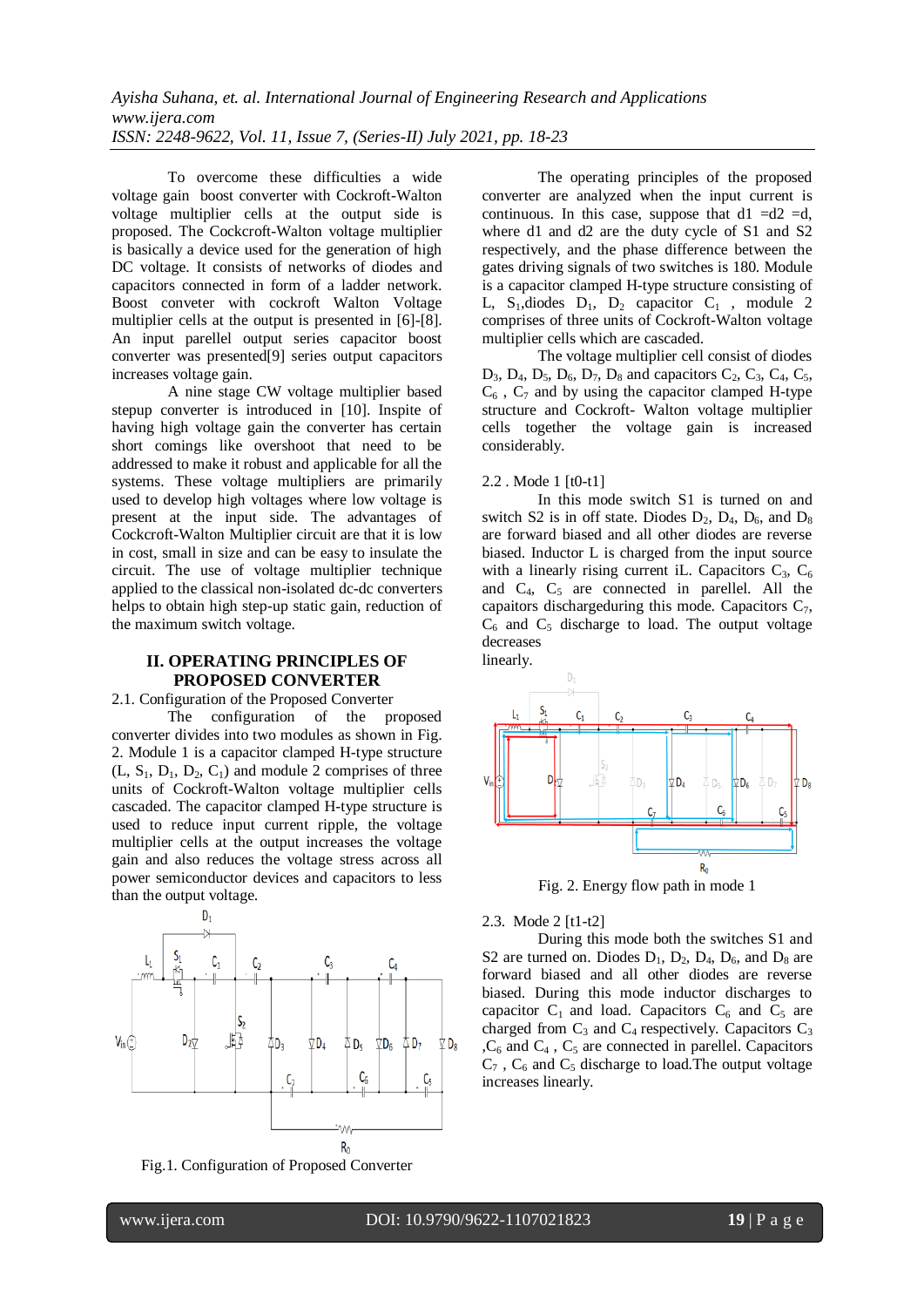To overcome these difficulties a wide voltage gain boost converter with Cockroft-Walton voltage multiplier cells at the output side is proposed. The Cockcroft-Walton voltage multiplier is basically a device used for the generation of high DC voltage. It consists of networks of diodes and capacitors connected in form of a ladder network. Boost conveter with cockroft Walton Voltage multiplier cells at the output is presented in [6]-[8]. An input parellel output series capacitor boost converter was presented[9] series output capacitors increases voltage gain.

A nine stage CW voltage multiplier based stepup converter is introduced in [10]. Inspite of having high voltage gain the converter has certain short comings like overshoot that need to be addressed to make it robust and applicable for all the systems. These voltage multipliers are primarily used to develop high voltages where low voltage is present at the input side. The advantages of Cockcroft-Walton Multiplier circuit are that it is low in cost, small in size and can be easy to insulate the circuit. The use of voltage multiplier technique applied to the classical non-isolated dc-dc converters helps to obtain high step-up static gain, reduction of the maximum switch voltage.

## II. OPERATING PRINCIPLES OF PROPOSED CONVERTER

2.1. Configuration of the Proposed Converter

The configuration of the proposed converter divides into two modules as shown in Fig. 2. Module 1 is a capacitor clamped H-type structure (L, $S_1$, $D_1$, $D_2$, $C_1$) and module 2 comprises of three units of Cockroft-Walton voltage multiplier cells cascaded. The capacitor clamped H-type structure is used to reduce input current ripple, the voltage multiplier cells at the output increases the voltage gain and also reduces the voltage stress across all power semiconductor devices and capacitors to less than the output voltage.

Fig.1. Configuration of Proposed Converter

The operating principles of the proposed converter are analyzed when the input current is continuous. In this case, suppose that d1 =d2 =d, where d1 and d2 are the duty cycle of S1 and S2 respectively, and the phase difference between the gates driving signals of two switches is 180. Module is a capacitor clamped H-type structure consisting of L, $S_1$,diodes $D_1$, $D_2$ capacitor $C_1$ , module 2 comprises of three units of Cockroft-Walton voltage multiplier cells which are cascaded.

The voltage multiplier cell consist of diodes $D_3$, $D_4$, $D_5$, $D_6$, $D_7$, $D_8$ and capacitors $C_2$, $C_3$, $C_4$, $C_5$, $C_6$ , $C_7$ and by using the capacitor clamped H-type structure and Cockroft- Walton voltage multiplier cells together the voltage gain is increased considerably.

2.2 . Mode 1 [t0-t1]

In this mode switch S1 is turned on and switch S2 is in off state. Diodes $D_2$, $D_4$, $D_6$, and $D_8$ are forward biased and all other diodes are reverse biased. Inductor L is charged from the input source with a linearly rising current iL. Capacitors $C_3$, $C_6$ and $C_4$, $C_5$ are connected in parellel. All the capaitors dischargeduring this mode. Capacitors $C_7$, $C_6$ and $C_5$ discharge to load. The output voltage decreases linearly.

Fig. 2. Energy flow path in mode 1

2.3. Mode 2 [t1-t2]

During this mode both the switches S1 and S2 are turned on. Diodes $D_1$, $D_2$, $D_4$, $D_6$, and $D_8$ are forward biased and all other diodes are reverse biased. During this mode inductor discharges to capacitor $C_1$ and load. Capacitors $C_6$ and $C_5$ are charged from $C_3$ and $C_4$ respectively. Capacitors $C_3$ ,$C_6$ and $C_4$ , $C_5$ are connected in parellel. Capacitors $C_7$ , $C_6$ and $C_5$ discharge to load.The output voltage increases linearly.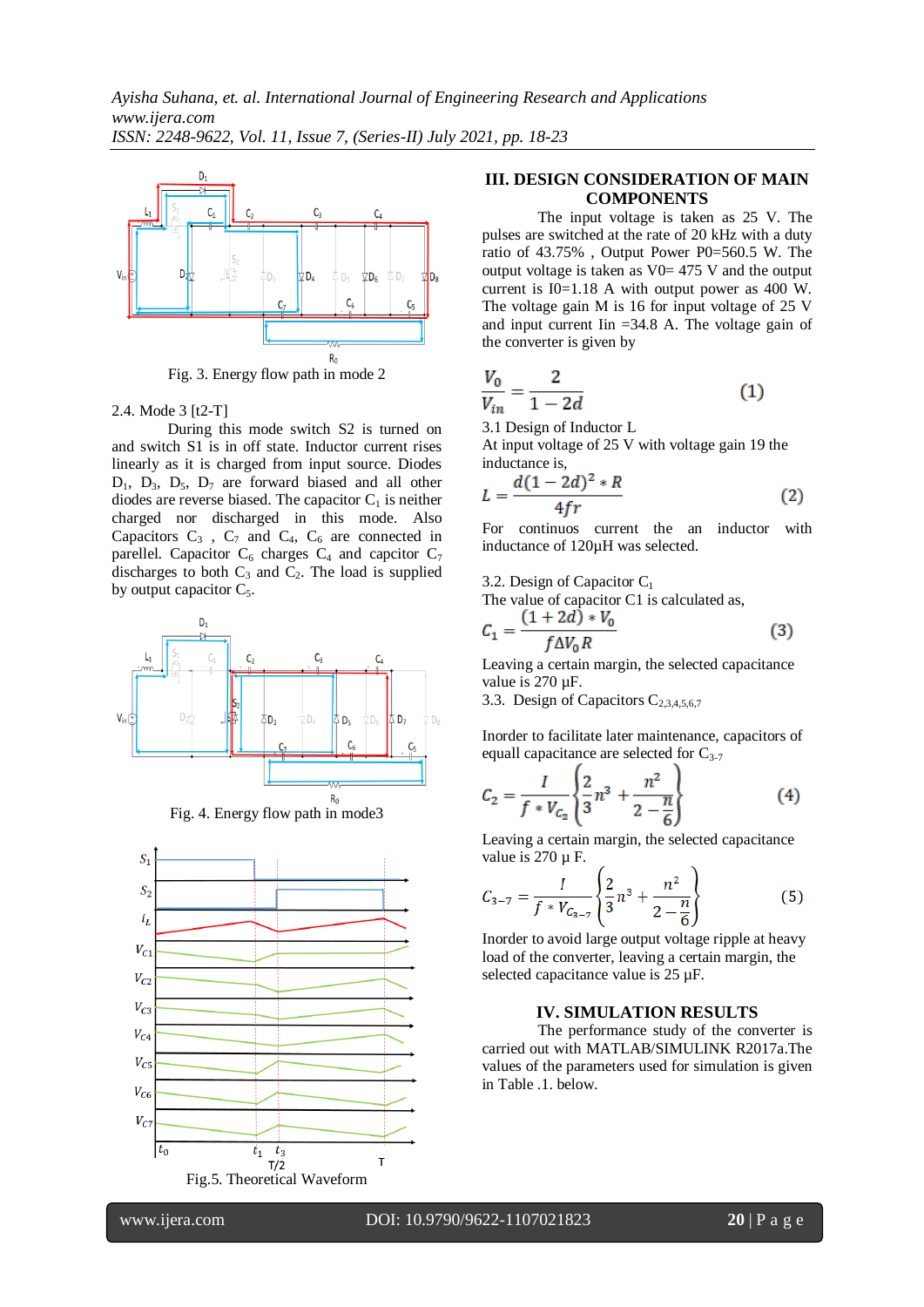Fig. 3. Energy flow path in mode 2

2.4. Mode 3 [t2-T]

During this mode switch S2 is turned on and switch S1 is in off state. Inductor current rises linearly as it is charged from input source. Diodes $D_1$, $D_3$, $D_5$, $D_7$ are forward biased and all other diodes are reverse biased. The capacitor $C_1$ is neither charged nor discharged in this mode. Also Capacitors $C_3$ , $C_7$ and $C_4$, $C_6$ are connected in parellel. Capacitor $C_6$ charges $C_4$ and capcitor $C_7$ discharges to both $C_3$ and $C_2$. The load is supplied by output capacitor $C_5$.

Fig. 4. Energy flow path in mode3

Fig.5. Theoretical Waveform

## III. DESIGN CONSIDERATION OF MAIN COMPONENTS

The input voltage is taken as 25 V. The pulses are switched at the rate of 20 kHz with a duty ratio of 43.75% , Output Power P0=560.5 W. The output voltage is taken as V0= 475 V and the output current is I0=1.18 A with output power as 400 W. The voltage gain M is 16 for input voltage of 25 V and input current Iin =34.8 A. The voltage gain of the converter is given by

$$\frac{V_0}{V_{in}} = \frac{2}{1-2d} \tag{1}$$

3.1 Design of Inductor L

At input voltage of 25 V with voltage gain 19 the inductance is,

$$L = \frac{d(1-2d)^2 * R}{4fr} \tag{2}$$

For continuous current the an inductor with inductance of 120µH was selected.

3.2. Design of Capacitor $C_1$

The value of capacitor C1 is calculated as,

$$C_1 = \frac{(1+2d) * V_0}{f \Delta V_0 R} \tag{3}$$

Leaving a certain margin, the selected capacitance value is 270 µF.

3.3. Design of Capacitors $C_{2,3,4,5,6,7}$

Inorder to facilitate later maintenance, capacitors of equall capacitance are selected for $C_{3-7}$

$$C_2 = \frac{I}{f * V_{C_2}} \left\{ \frac{2}{3} n^3 + \frac{n^2}{2 - \frac{n}{6}} \right\} \tag{4}$$

Leaving a certain margin, the selected capacitance value is 270 µ F.

$$C_{3-7} = \frac{I}{f * V_{C_{3-7}}} \left\{ \frac{2}{3} n^3 + \frac{n^2}{2 - \frac{n}{6}} \right\} \tag{5}$$

Inorder to avoid large output voltage ripple at heavy load of the converter, leaving a certain margin, the selected capacitance value is 25 µF.

## IV. SIMULATION RESULTS

The performance study of the converter is carried out with MATLAB/SIMULINK R2017a.The values of the parameters used for simulation is given in Table .1. below.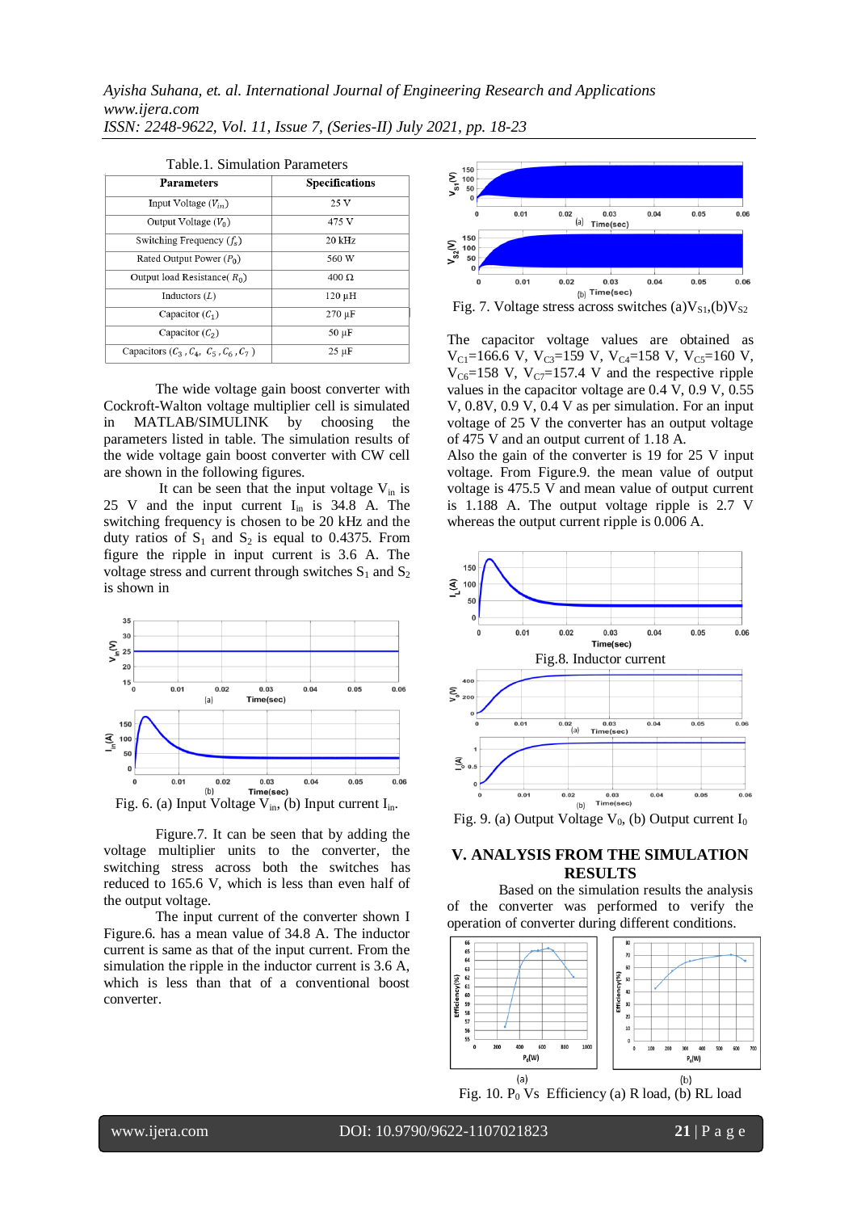Table.1. Simulation Parameters

| Parameters | Specifications |
| --- | --- |
| Input Voltage ($V_{in}$) | 25 V |
| Output Voltage ($V_0$) | 475 V |
| Switching Frequency ($f_s$) | 20 kHz |
| Rated Output Power ($P_0$) | 560 W |
| Output load Resistance( $R_0$) | 400 Ω |
| Inductors ($L$) | 120 µH |
| Capacitor ($C_1$) | 270 µF |
| Capacitor ($C_2$) | 50 µF |
| Capacitors ($C_3$ , $C_4$, $C_5$ , $C_6$ , $C_7$ ) | 25 µF |

The wide voltage gain boost converter with Cockroft-Walton voltage multiplier cell is simulated in MATLAB/SIMULINK by choosing the parameters listed in table. The simulation results of the wide voltage gain boost converter with CW cell are shown in the following figures.

It can be seen that the input voltage $V_{in}$ is 25 V and the input current $I_{in}$ is 34.8 A. The switching frequency is chosen to be 20 kHz and the duty ratios of $S_1$ and $S_2$ is equal to 0.4375. From figure the ripple in input current is 3.6 A. The voltage stress and current through switches $S_1$ and $S_2$ is shown in

Fig. 6. (a) Input Voltage $V_{in}$, (b) Input current $I_{in}$.

Figure.7. It can be seen that by adding the voltage multiplier units to the converter, the switching stress across both the switches has reduced to 165.6 V, which is less than even half of the output voltage.

The input current of the converter shown I Figure.6. has a mean value of 34.8 A. The inductor current is same as that of the input current. From the simulation the ripple in the inductor current is 3.6 A, which is less than that of a conventional boost converter.

Fig. 7. Voltage stress across switches (a)$V_{S1}$,(b)$V_{S2}$

The capacitor voltage values are obtained as $V_{C1}$=166.6 V, $V_{C3}$=159 V, $V_{C4}$=158 V, $V_{C5}$=160 V, $V_{C6}$=158 V, $V_{C7}$=157.4 V and the respective ripple values in the capacitor voltage are 0.4 V, 0.9 V, 0.55 V, 0.8V, 0.9 V, 0.4 V as per simulation. For an input voltage of 25 V the converter has an output voltage of 475 V and an output current of 1.18 A.
Also the gain of the converter is 19 for 25 V input voltage. From Figure.9. the mean value of output voltage is 475.5 V and mean value of output current is 1.188 A. The output voltage ripple is 2.7 V whereas the output current ripple is 0.006 A.

Fig.8. Inductor current

Fig. 9. (a) Output Voltage $V_0$, (b) Output current $I_0$

## V. ANALYSIS FROM THE SIMULATION RESULTS

Based on the simulation results the analysis of the converter was performed to verify the operation of converter during different conditions.

Fig. 10. $P_0$ Vs Efficiency (a) R load, (b) RL load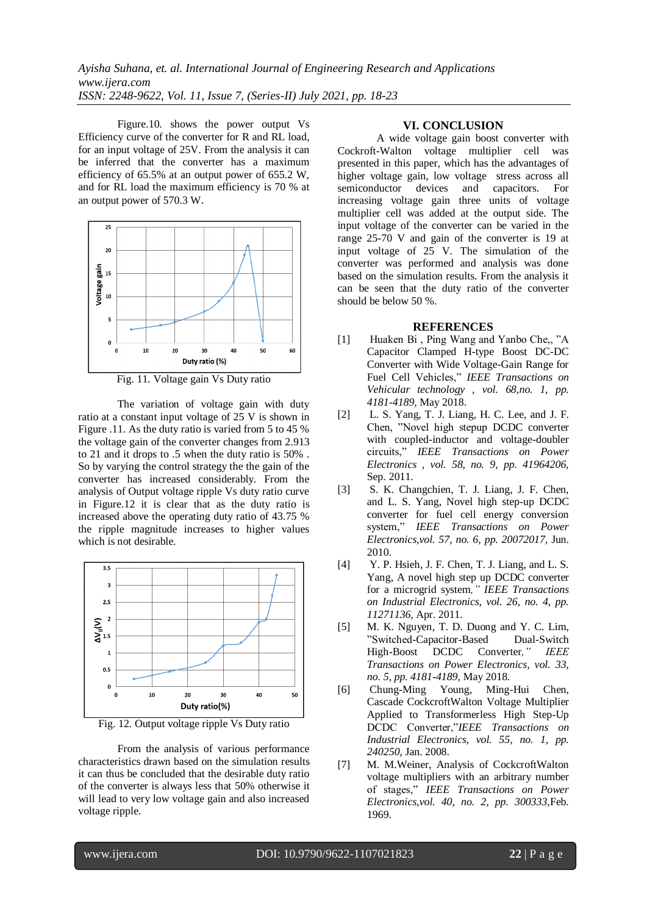Figure.10. shows the power output Vs Efficiency curve of the converter for R and RL load, for an input voltage of 25V. From the analysis it can be inferred that the converter has a maximum efficiency of 65.5% at an output power of 655.2 W, and for RL load the maximum efficiency is 70 % at an output power of 570.3 W.

Fig. 11. Voltage gain Vs Duty ratio

The variation of voltage gain with duty ratio at a constant input voltage of 25 V is shown in Figure .11. As the duty ratio is varied from 5 to 45 % the voltage gain of the converter changes from 2.913 to 21 and it drops to .5 when the duty ratio is 50% . So by varying the control strategy the the gain of the converter has increased considerably. From the analysis of Output voltage ripple Vs duty ratio curve in Figure.12 it is clear that as the duty ratio is increased above the operating duty ratio of 43.75 % the ripple magnitude increases to higher values which is not desirable.

Fig. 12. Output voltage ripple Vs Duty ratio

From the analysis of various performance characteristics drawn based on the simulation results it can thus be concluded that the desirable duty ratio of the converter is always less that 50% otherwise it will lead to very low voltage gain and also increased voltage ripple.

## VI. CONCLUSION

A wide voltage gain boost converter with Cockroft-Walton voltage multiplier cell was presented in this paper, which has the advantages of higher voltage gain, low voltage stress across all semiconductor devices and capacitors. For increasing voltage gain three units of voltage multiplier cell was added at the output side. The input voltage of the converter can be varied in the range 25-70 V and gain of the converter is 19 at input voltage of 25 V. The simulation of the converter was performed and analysis was done based on the simulation results. From the analysis it can be seen that the duty ratio of the converter should be below 50 %.

## REFERENCES

[1] Huaken Bi , Ping Wang and Yanbo Che,, "A Capacitor Clamped H-type Boost DC-DC Converter with Wide Voltage-Gain Range for Fuel Cell Vehicles," *IEEE Transactions on Vehicular technology , vol. 68,no. 1, pp. 4181-4189,* May 2018.

[2] L. S. Yang, T. J. Liang, H. C. Lee, and J. F. Chen, "Novel high stepup DCDC converter with coupled-inductor and voltage-doubler circuits," *IEEE Transactions on Power Electronics , vol. 58, no. 9, pp. 41964206,* Sep. 2011.

[3] S. K. Changchien, T. J. Liang, J. F. Chen, and L. S. Yang, Novel high step-up DCDC converter for fuel cell energy conversion system," *IEEE Transactions on Power Electronics,vol. 57, no. 6, pp. 20072017,* Jun. 2010.

[4] Y. P. Hsieh, J. F. Chen, T. J. Liang, and L. S. Yang, A novel high step up DCDC converter for a microgrid system,*" IEEE Transactions on Industrial Electronics, vol. 26, no. 4, pp. 11271136,* Apr. 2011.

[5] M. K. Nguyen, T. D. Duong and Y. C. Lim, "Switched-Capacitor-Based Dual-Switch High-Boost DCDC Converter,*" IEEE Transactions on Power Electronics, vol. 33, no. 5, pp. 4181-4189,* May 2018.

[6] Chung-Ming Young, Ming-Hui Chen, Cascade CockcroftWalton Voltage Multiplier Applied to Transformerless High Step-Up DCDC Converter,"*IEEE Transactions on Industrial Electronics, vol. 55, no. 1, pp. 240250,* Jan. 2008.

[7] M. M.Weiner, Analysis of CockcroftWalton voltage multipliers with an arbitrary number of stages," *IEEE Transactions on Power Electronics,vol. 40, no. 2, pp. 300333,*Feb. 1969.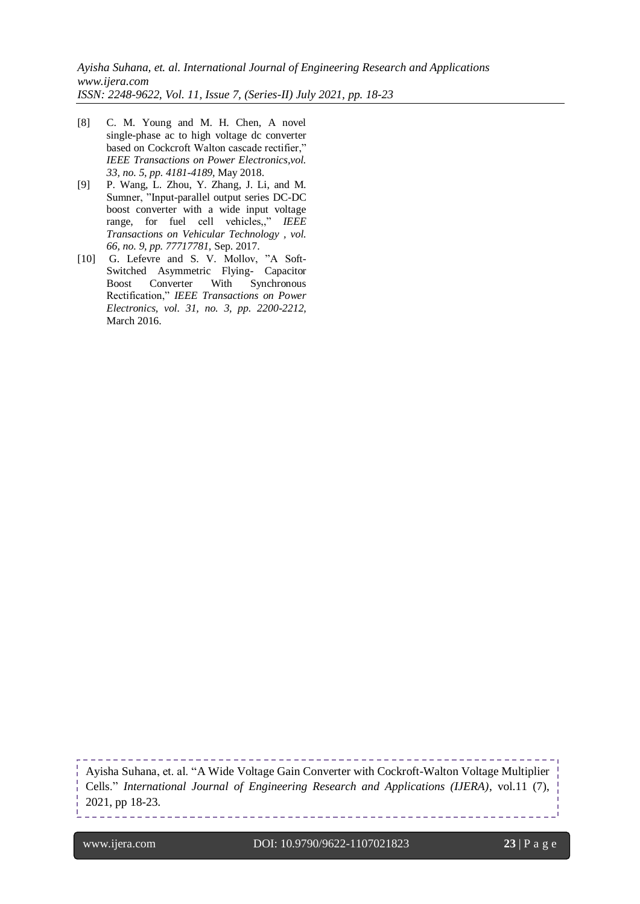[8] C. M. Young and M. H. Chen, A novel single-phase ac to high voltage dc converter based on Cockcroft Walton cascade rectifier," *IEEE Transactions on Power Electronics,vol. 33, no. 5, pp. 4181-4189,* May 2018.

[9] P. Wang, L. Zhou, Y. Zhang, J. Li, and M. Sumner, "Input-parallel output series DC-DC boost converter with a wide input voltage range, for fuel cell vehicles,," *IEEE Transactions on Vehicular Technology , vol. 66, no. 9, pp. 77717781,* Sep. 2017.

[10] G. Lefevre and S. V. Mollov, "A Soft-Switched Asymmetric Flying- Capacitor Boost Converter With Synchronous Rectification," *IEEE Transactions on Power Electronics, vol. 31, no. 3, pp. 2200-2212,* March 2016.

Ayisha Suhana, et. al. "A Wide Voltage Gain Converter with Cockroft-Walton Voltage Multiplier Cells." *International Journal of Engineering Research and Applications (IJERA)*, vol.11 (7), 2021, pp 18-23.